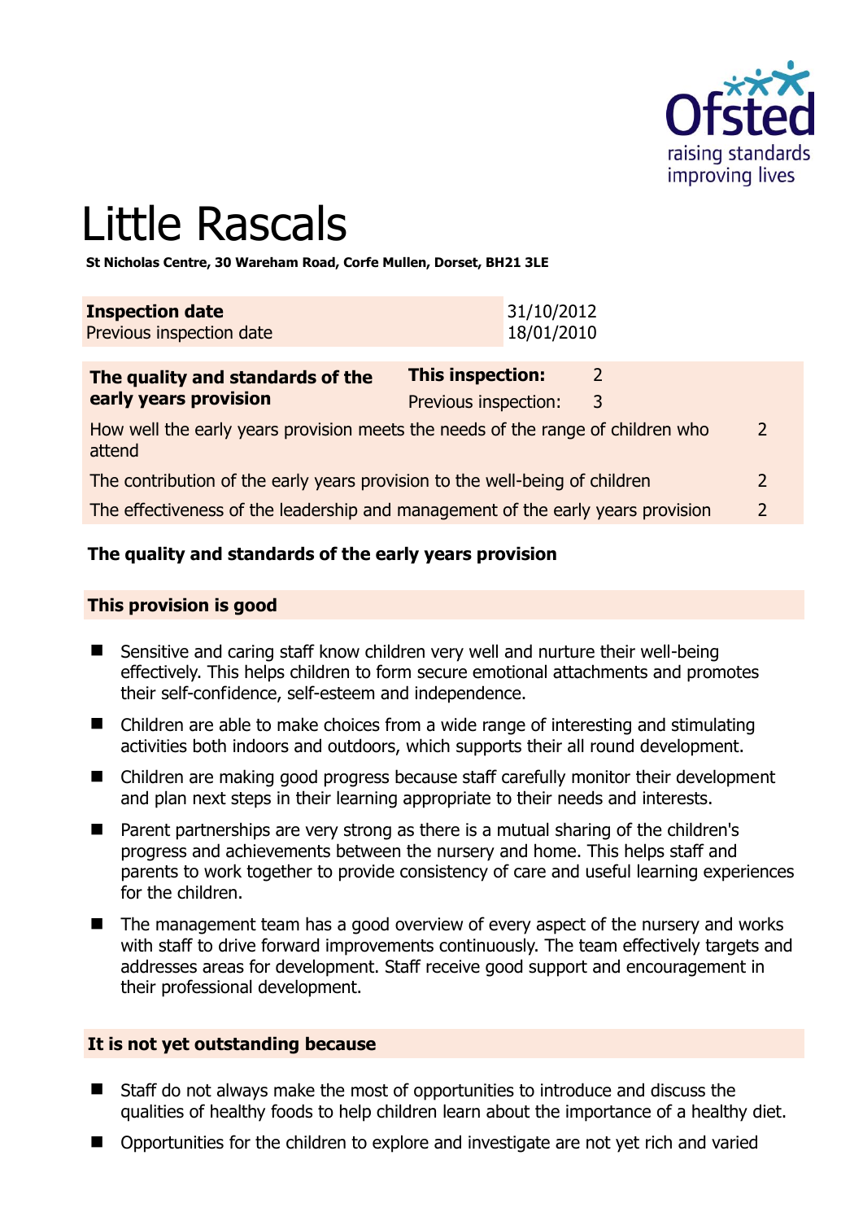# Little Rascals

**St Nicholas Centre, 30 Wareham Road, Corfe Mullen, Dorset, BH21 3LE**

| **Inspection date** | 31/10/2012 |
|---|---|
| Previous inspection date | 18/01/2010 |

| **The quality and standards of the early years provision** | **This inspection:** 2 | |
|---|---|---|
| | Previous inspection: 3 | |
| How well the early years provision meets the needs of the range of children who attend | | 2 |
| The contribution of the early years provision to the well-being of children | | 2 |
| The effectiveness of the leadership and management of the early years provision | | 2 |

## The quality and standards of the early years provision

### This provision is good

- Sensitive and caring staff know children very well and nurture their well-being effectively. This helps children to form secure emotional attachments and promotes their self-confidence, self-esteem and independence.
- Children are able to make choices from a wide range of interesting and stimulating activities both indoors and outdoors, which supports their all round development.
- Children are making good progress because staff carefully monitor their development and plan next steps in their learning appropriate to their needs and interests.
- Parent partnerships are very strong as there is a mutual sharing of the children's progress and achievements between the nursery and home. This helps staff and parents to work together to provide consistency of care and useful learning experiences for the children.
- The management team has a good overview of every aspect of the nursery and works with staff to drive forward improvements continuously. The team effectively targets and addresses areas for development. Staff receive good support and encouragement in their professional development.

### It is not yet outstanding because

- Staff do not always make the most of opportunities to introduce and discuss the qualities of healthy foods to help children learn about the importance of a healthy diet.
- Opportunities for the children to explore and investigate are not yet rich and varied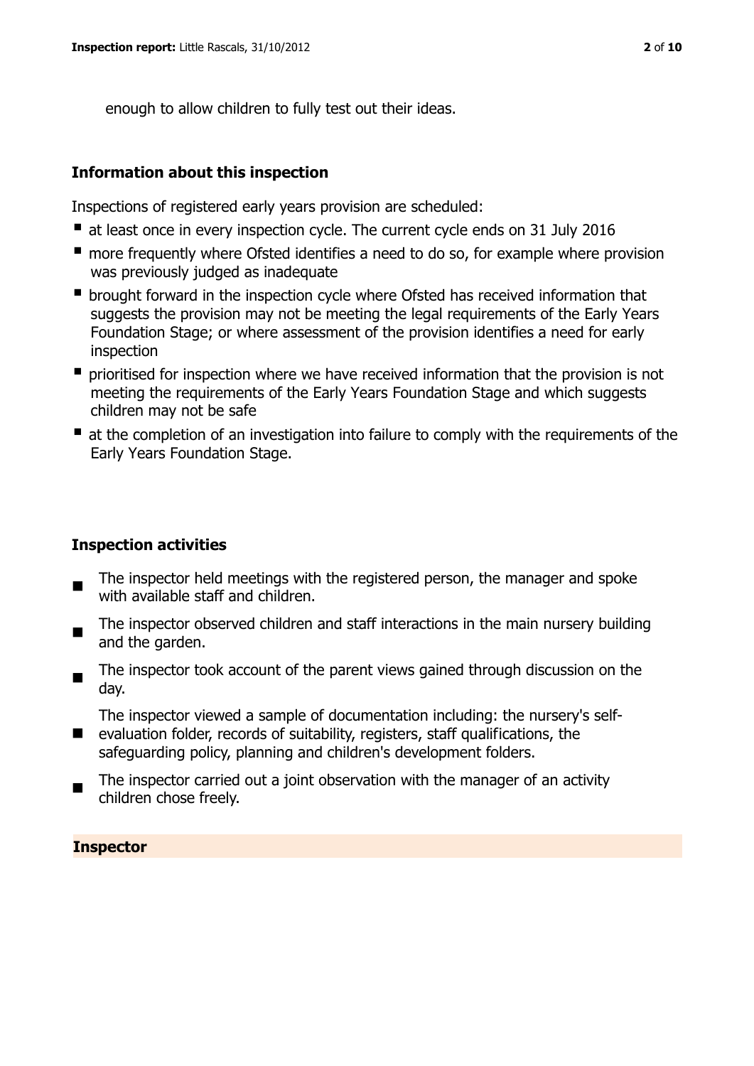enough to allow children to fully test out their ideas.

## Information about this inspection

Inspections of registered early years provision are scheduled:

- at least once in every inspection cycle. The current cycle ends on 31 July 2016
- more frequently where Ofsted identifies a need to do so, for example where provision was previously judged as inadequate
- brought forward in the inspection cycle where Ofsted has received information that suggests the provision may not be meeting the legal requirements of the Early Years Foundation Stage; or where assessment of the provision identifies a need for early inspection
- prioritised for inspection where we have received information that the provision is not meeting the requirements of the Early Years Foundation Stage and which suggests children may not be safe
- at the completion of an investigation into failure to comply with the requirements of the Early Years Foundation Stage.

## Inspection activities

- The inspector held meetings with the registered person, the manager and spoke with available staff and children.
- The inspector observed children and staff interactions in the main nursery building and the garden.
- The inspector took account of the parent views gained through discussion on the day.
- The inspector viewed a sample of documentation including: the nursery's self-evaluation folder, records of suitability, registers, staff qualifications, the safeguarding policy, planning and children's development folders.
- The inspector carried out a joint observation with the manager of an activity children chose freely.

## Inspector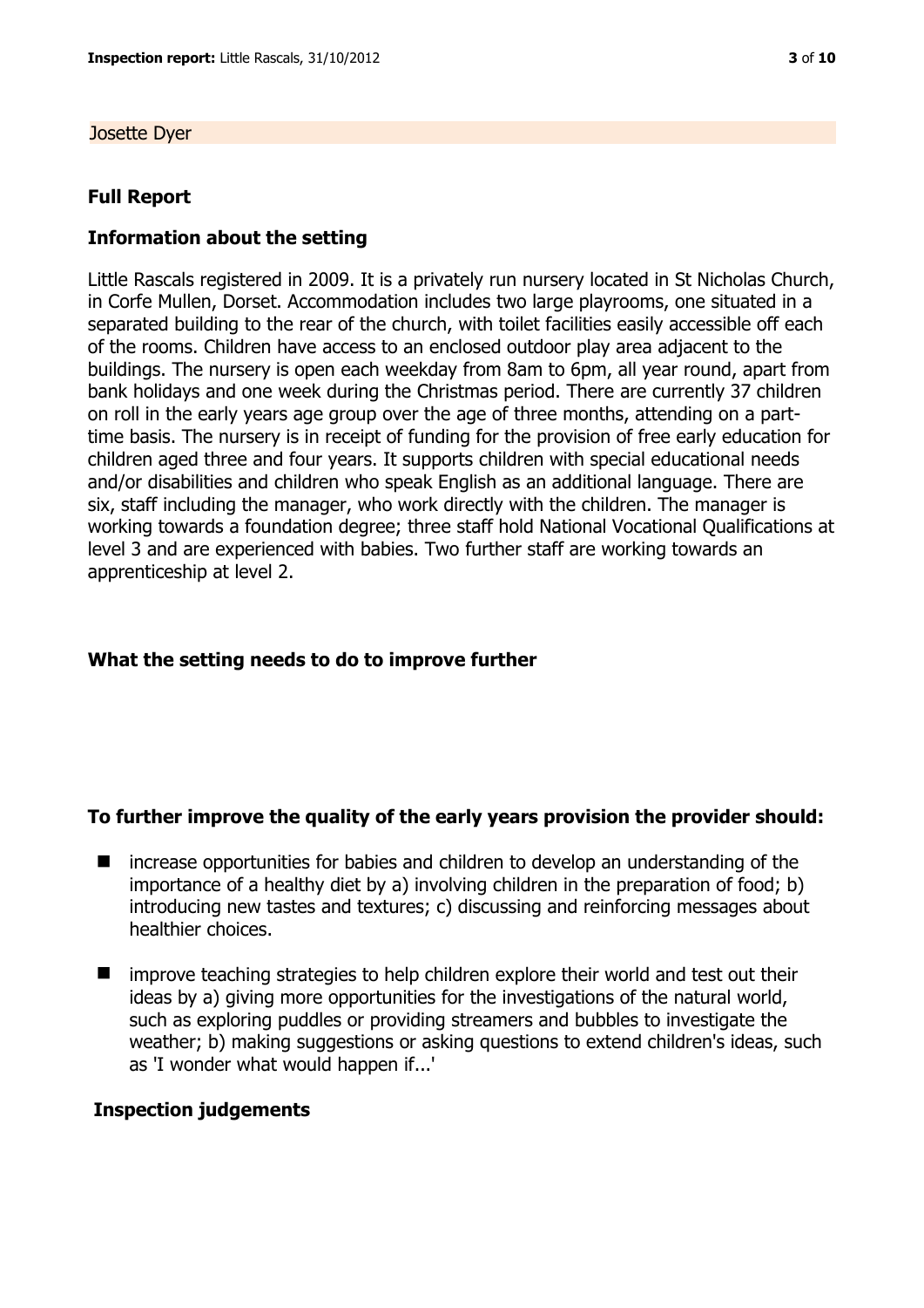Josette Dyer

## Full Report

### Information about the setting

Little Rascals registered in 2009. It is a privately run nursery located in St Nicholas Church, in Corfe Mullen, Dorset. Accommodation includes two large playrooms, one situated in a separated building to the rear of the church, with toilet facilities easily accessible off each of the rooms. Children have access to an enclosed outdoor play area adjacent to the buildings. The nursery is open each weekday from 8am to 6pm, all year round, apart from bank holidays and one week during the Christmas period. There are currently 37 children on roll in the early years age group over the age of three months, attending on a part-time basis. The nursery is in receipt of funding for the provision of free early education for children aged three and four years. It supports children with special educational needs and/or disabilities and children who speak English as an additional language. There are six, staff including the manager, who work directly with the children. The manager is working towards a foundation degree; three staff hold National Vocational Qualifications at level 3 and are experienced with babies. Two further staff are working towards an apprenticeship at level 2.

### What the setting needs to do to improve further

### To further improve the quality of the early years provision the provider should:

- increase opportunities for babies and children to develop an understanding of the importance of a healthy diet by a) involving children in the preparation of food; b) introducing new tastes and textures; c) discussing and reinforcing messages about healthier choices.
- improve teaching strategies to help children explore their world and test out their ideas by a) giving more opportunities for the investigations of the natural world, such as exploring puddles or providing streamers and bubbles to investigate the weather; b) making suggestions or asking questions to extend children's ideas, such as 'I wonder what would happen if...'

### Inspection judgements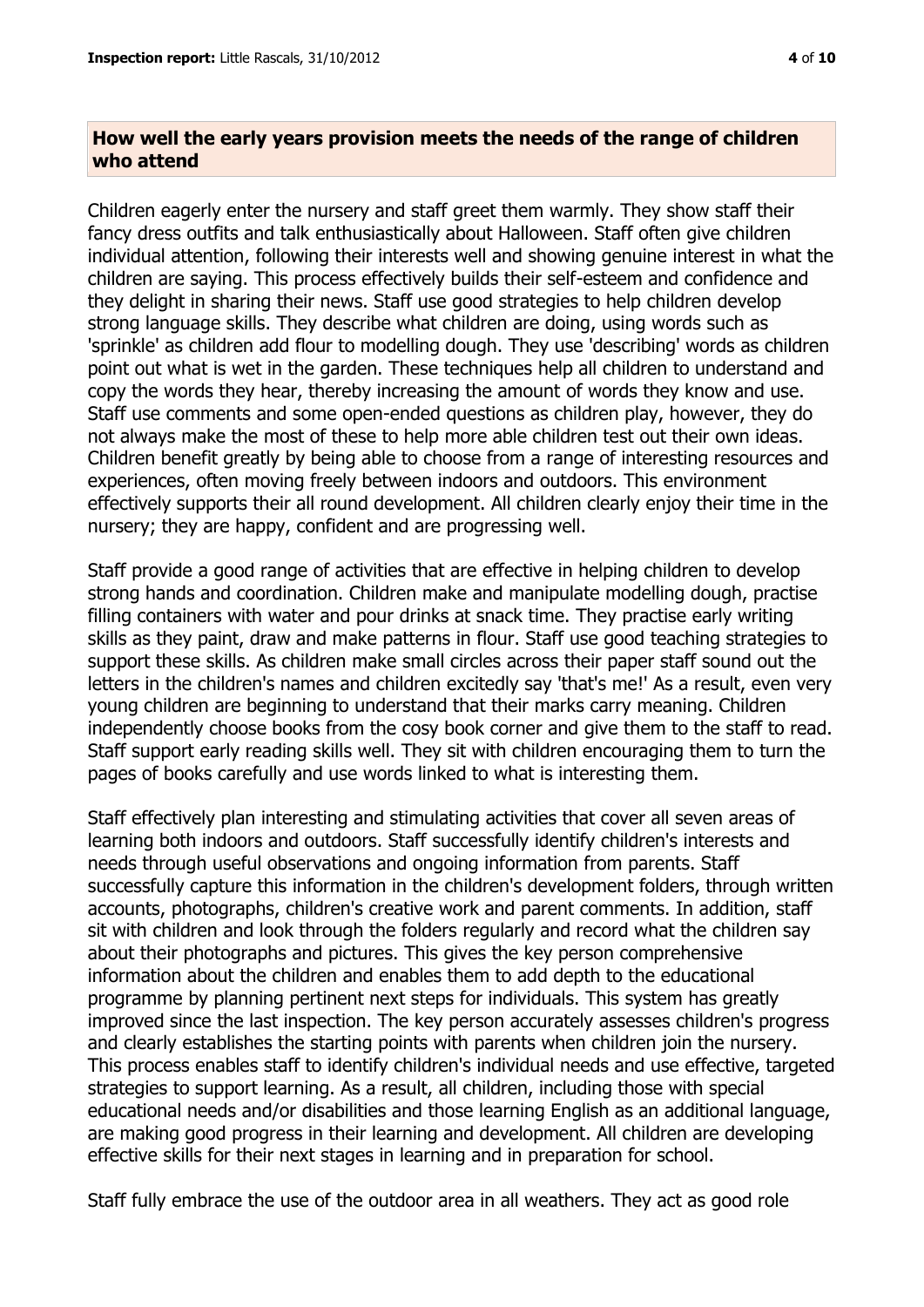## How well the early years provision meets the needs of the range of children who attend

Children eagerly enter the nursery and staff greet them warmly. They show staff their fancy dress outfits and talk enthusiastically about Halloween. Staff often give children individual attention, following their interests well and showing genuine interest in what the children are saying. This process effectively builds their self-esteem and confidence and they delight in sharing their news. Staff use good strategies to help children develop strong language skills. They describe what children are doing, using words such as 'sprinkle' as children add flour to modelling dough. They use 'describing' words as children point out what is wet in the garden. These techniques help all children to understand and copy the words they hear, thereby increasing the amount of words they know and use. Staff use comments and some open-ended questions as children play, however, they do not always make the most of these to help more able children test out their own ideas. Children benefit greatly by being able to choose from a range of interesting resources and experiences, often moving freely between indoors and outdoors. This environment effectively supports their all round development. All children clearly enjoy their time in the nursery; they are happy, confident and are progressing well.

Staff provide a good range of activities that are effective in helping children to develop strong hands and coordination. Children make and manipulate modelling dough, practise filling containers with water and pour drinks at snack time. They practise early writing skills as they paint, draw and make patterns in flour. Staff use good teaching strategies to support these skills. As children make small circles across their paper staff sound out the letters in the children's names and children excitedly say 'that's me!' As a result, even very young children are beginning to understand that their marks carry meaning. Children independently choose books from the cosy book corner and give them to the staff to read. Staff support early reading skills well. They sit with children encouraging them to turn the pages of books carefully and use words linked to what is interesting them.

Staff effectively plan interesting and stimulating activities that cover all seven areas of learning both indoors and outdoors. Staff successfully identify children's interests and needs through useful observations and ongoing information from parents. Staff successfully capture this information in the children's development folders, through written accounts, photographs, children's creative work and parent comments. In addition, staff sit with children and look through the folders regularly and record what the children say about their photographs and pictures. This gives the key person comprehensive information about the children and enables them to add depth to the educational programme by planning pertinent next steps for individuals. This system has greatly improved since the last inspection. The key person accurately assesses children's progress and clearly establishes the starting points with parents when children join the nursery. This process enables staff to identify children's individual needs and use effective, targeted strategies to support learning. As a result, all children, including those with special educational needs and/or disabilities and those learning English as an additional language, are making good progress in their learning and development. All children are developing effective skills for their next stages in learning and in preparation for school.

Staff fully embrace the use of the outdoor area in all weathers. They act as good role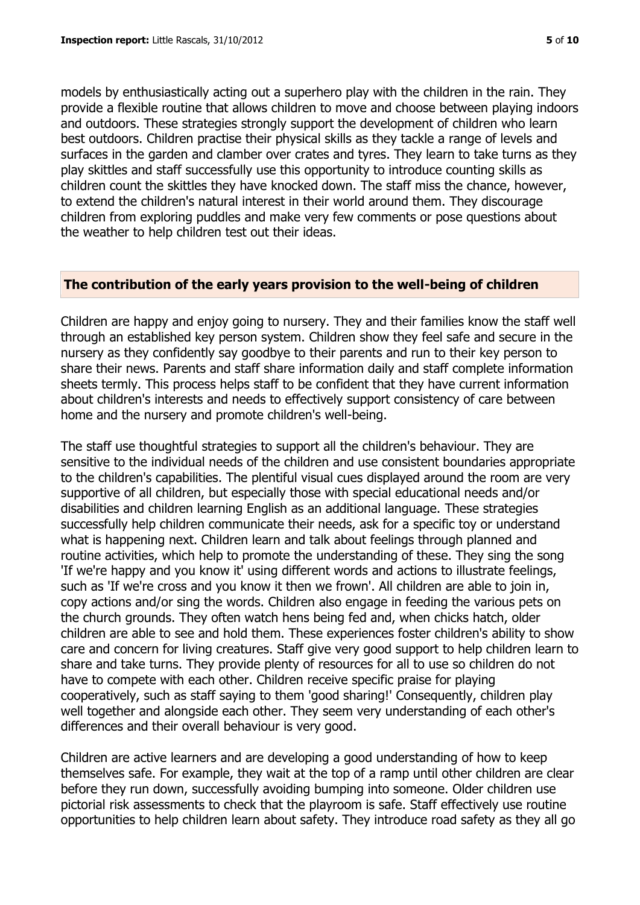models by enthusiastically acting out a superhero play with the children in the rain. They provide a flexible routine that allows children to move and choose between playing indoors and outdoors. These strategies strongly support the development of children who learn best outdoors. Children practise their physical skills as they tackle a range of levels and surfaces in the garden and clamber over crates and tyres. They learn to take turns as they play skittles and staff successfully use this opportunity to introduce counting skills as children count the skittles they have knocked down. The staff miss the chance, however, to extend the children's natural interest in their world around them. They discourage children from exploring puddles and make very few comments or pose questions about the weather to help children test out their ideas.

## The contribution of the early years provision to the well-being of children

Children are happy and enjoy going to nursery. They and their families know the staff well through an established key person system. Children show they feel safe and secure in the nursery as they confidently say goodbye to their parents and run to their key person to share their news. Parents and staff share information daily and staff complete information sheets termly. This process helps staff to be confident that they have current information about children's interests and needs to effectively support consistency of care between home and the nursery and promote children's well-being.

The staff use thoughtful strategies to support all the children's behaviour. They are sensitive to the individual needs of the children and use consistent boundaries appropriate to the children's capabilities. The plentiful visual cues displayed around the room are very supportive of all children, but especially those with special educational needs and/or disabilities and children learning English as an additional language. These strategies successfully help children communicate their needs, ask for a specific toy or understand what is happening next. Children learn and talk about feelings through planned and routine activities, which help to promote the understanding of these. They sing the song 'If we're happy and you know it' using different words and actions to illustrate feelings, such as 'If we're cross and you know it then we frown'. All children are able to join in, copy actions and/or sing the words. Children also engage in feeding the various pets on the church grounds. They often watch hens being fed and, when chicks hatch, older children are able to see and hold them. These experiences foster children's ability to show care and concern for living creatures. Staff give very good support to help children learn to share and take turns. They provide plenty of resources for all to use so children do not have to compete with each other. Children receive specific praise for playing cooperatively, such as staff saying to them 'good sharing!' Consequently, children play well together and alongside each other. They seem very understanding of each other's differences and their overall behaviour is very good.

Children are active learners and are developing a good understanding of how to keep themselves safe. For example, they wait at the top of a ramp until other children are clear before they run down, successfully avoiding bumping into someone. Older children use pictorial risk assessments to check that the playroom is safe. Staff effectively use routine opportunities to help children learn about safety. They introduce road safety as they all go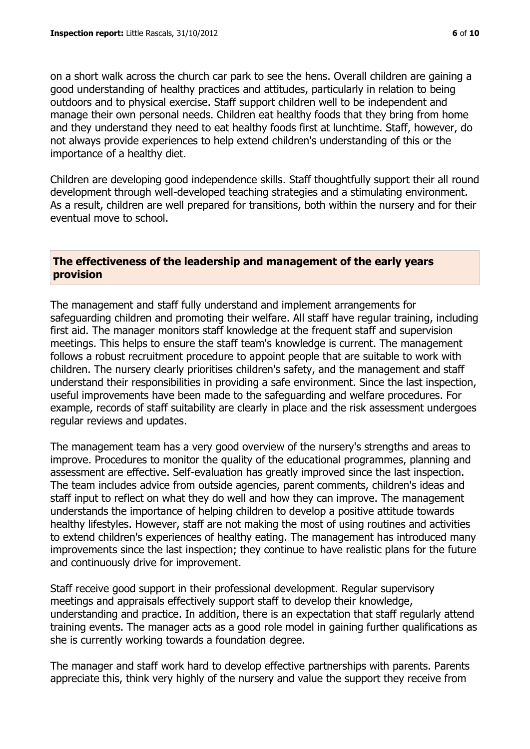on a short walk across the church car park to see the hens. Overall children are gaining a good understanding of healthy practices and attitudes, particularly in relation to being outdoors and to physical exercise. Staff support children well to be independent and manage their own personal needs. Children eat healthy foods that they bring from home and they understand they need to eat healthy foods first at lunchtime. Staff, however, do not always provide experiences to help extend children's understanding of this or the importance of a healthy diet.

Children are developing good independence skills. Staff thoughtfully support their all round development through well-developed teaching strategies and a stimulating environment. As a result, children are well prepared for transitions, both within the nursery and for their eventual move to school.

## The effectiveness of the leadership and management of the early years provision

The management and staff fully understand and implement arrangements for safeguarding children and promoting their welfare. All staff have regular training, including first aid. The manager monitors staff knowledge at the frequent staff and supervision meetings. This helps to ensure the staff team's knowledge is current. The management follows a robust recruitment procedure to appoint people that are suitable to work with children. The nursery clearly prioritises children's safety, and the management and staff understand their responsibilities in providing a safe environment. Since the last inspection, useful improvements have been made to the safeguarding and welfare procedures. For example, records of staff suitability are clearly in place and the risk assessment undergoes regular reviews and updates.

The management team has a very good overview of the nursery's strengths and areas to improve. Procedures to monitor the quality of the educational programmes, planning and assessment are effective. Self-evaluation has greatly improved since the last inspection. The team includes advice from outside agencies, parent comments, children's ideas and staff input to reflect on what they do well and how they can improve. The management understands the importance of helping children to develop a positive attitude towards healthy lifestyles. However, staff are not making the most of using routines and activities to extend children's experiences of healthy eating. The management has introduced many improvements since the last inspection; they continue to have realistic plans for the future and continuously drive for improvement.

Staff receive good support in their professional development. Regular supervisory meetings and appraisals effectively support staff to develop their knowledge, understanding and practice. In addition, there is an expectation that staff regularly attend training events. The manager acts as a good role model in gaining further qualifications as she is currently working towards a foundation degree.

The manager and staff work hard to develop effective partnerships with parents. Parents appreciate this, think very highly of the nursery and value the support they receive from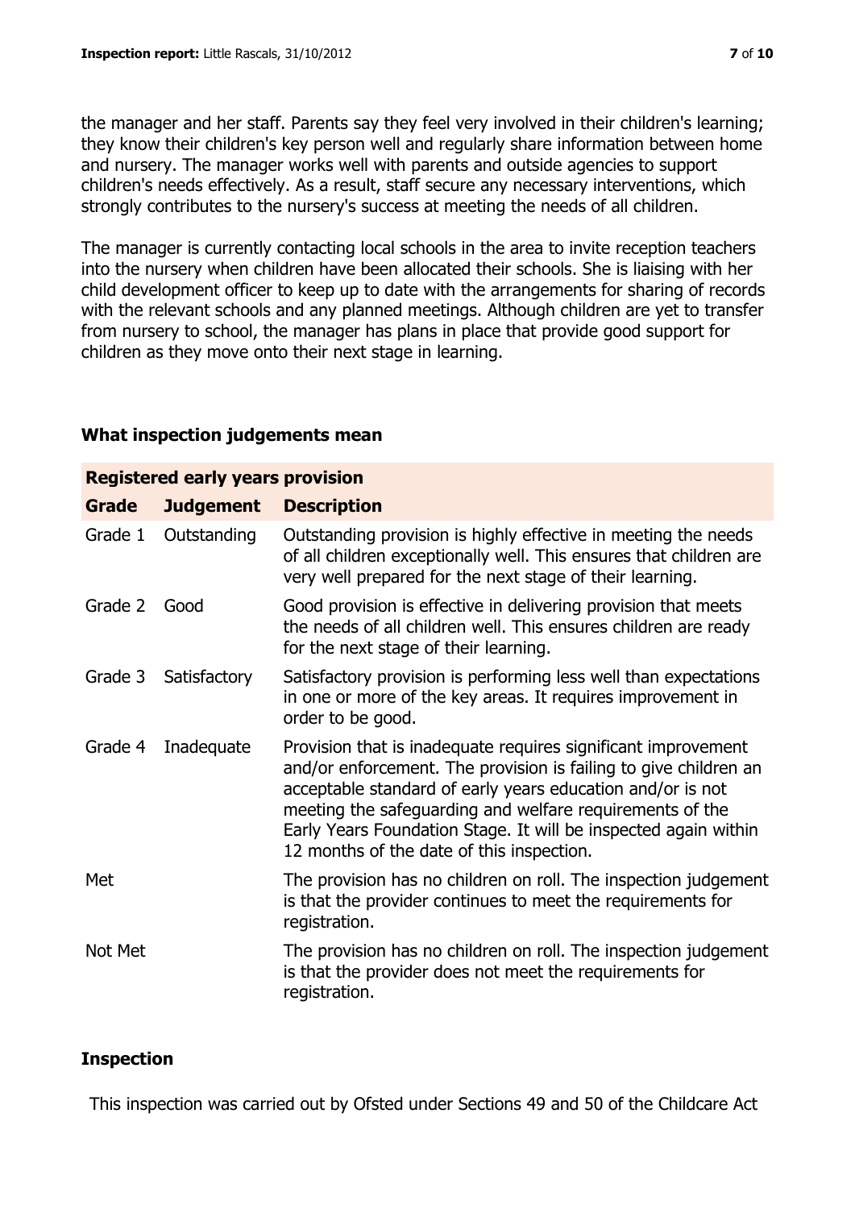the manager and her staff. Parents say they feel very involved in their children's learning; they know their children's key person well and regularly share information between home and nursery. The manager works well with parents and outside agencies to support children's needs effectively. As a result, staff secure any necessary interventions, which strongly contributes to the nursery's success at meeting the needs of all children.

The manager is currently contacting local schools in the area to invite reception teachers into the nursery when children have been allocated their schools. She is liaising with her child development officer to keep up to date with the arrangements for sharing of records with the relevant schools and any planned meetings. Although children are yet to transfer from nursery to school, the manager has plans in place that provide good support for children as they move onto their next stage in learning.

## What inspection judgements mean

| **Registered early years provision** | | |
|---|---|---|
| **Grade** | **Judgement** | **Description** |
| Grade 1 | Outstanding | Outstanding provision is highly effective in meeting the needs of all children exceptionally well. This ensures that children are very well prepared for the next stage of their learning. |
| Grade 2 | Good | Good provision is effective in delivering provision that meets the needs of all children well. This ensures children are ready for the next stage of their learning. |
| Grade 3 | Satisfactory | Satisfactory provision is performing less well than expectations in one or more of the key areas. It requires improvement in order to be good. |
| Grade 4 | Inadequate | Provision that is inadequate requires significant improvement and/or enforcement. The provision is failing to give children an acceptable standard of early years education and/or is not meeting the safeguarding and welfare requirements of the Early Years Foundation Stage. It will be inspected again within 12 months of the date of this inspection. |
| Met | | The provision has no children on roll. The inspection judgement is that the provider continues to meet the requirements for registration. |
| Not Met | | The provision has no children on roll. The inspection judgement is that the provider does not meet the requirements for registration. |

## Inspection

This inspection was carried out by Ofsted under Sections 49 and 50 of the Childcare Act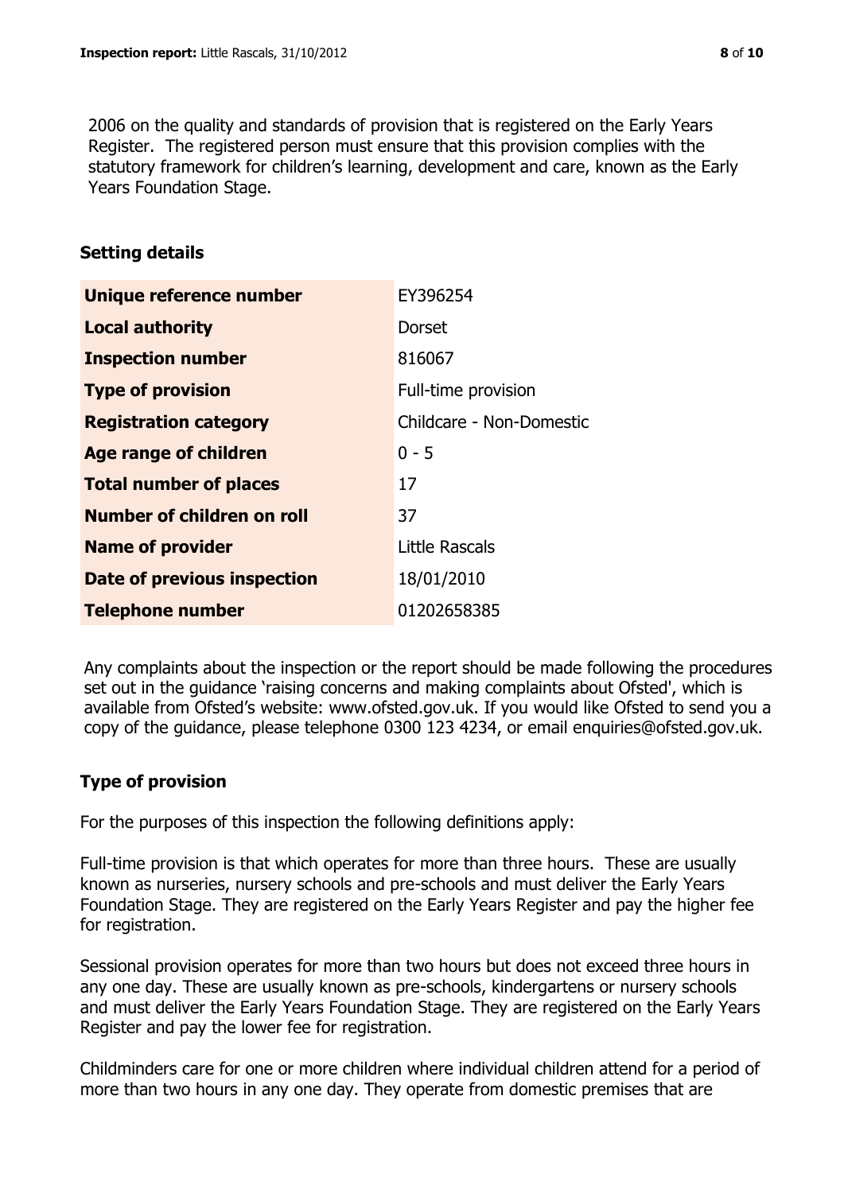2006 on the quality and standards of provision that is registered on the Early Years Register. The registered person must ensure that this provision complies with the statutory framework for children's learning, development and care, known as the Early Years Foundation Stage.

## Setting details

| | |
|---|---|
| **Unique reference number** | EY396254 |
| **Local authority** | Dorset |
| **Inspection number** | 816067 |
| **Type of provision** | Full-time provision |
| **Registration category** | Childcare - Non-Domestic |
| **Age range of children** | 0 - 5 |
| **Total number of places** | 17 |
| **Number of children on roll** | 37 |
| **Name of provider** | Little Rascals |
| **Date of previous inspection** | 18/01/2010 |
| **Telephone number** | 01202658385 |

Any complaints about the inspection or the report should be made following the procedures set out in the guidance 'raising concerns and making complaints about Ofsted', which is available from Ofsted's website: www.ofsted.gov.uk. If you would like Ofsted to send you a copy of the guidance, please telephone 0300 123 4234, or email enquiries@ofsted.gov.uk.

## Type of provision

For the purposes of this inspection the following definitions apply:

Full-time provision is that which operates for more than three hours. These are usually known as nurseries, nursery schools and pre-schools and must deliver the Early Years Foundation Stage. They are registered on the Early Years Register and pay the higher fee for registration.

Sessional provision operates for more than two hours but does not exceed three hours in any one day. These are usually known as pre-schools, kindergartens or nursery schools and must deliver the Early Years Foundation Stage. They are registered on the Early Years Register and pay the lower fee for registration.

Childminders care for one or more children where individual children attend for a period of more than two hours in any one day. They operate from domestic premises that are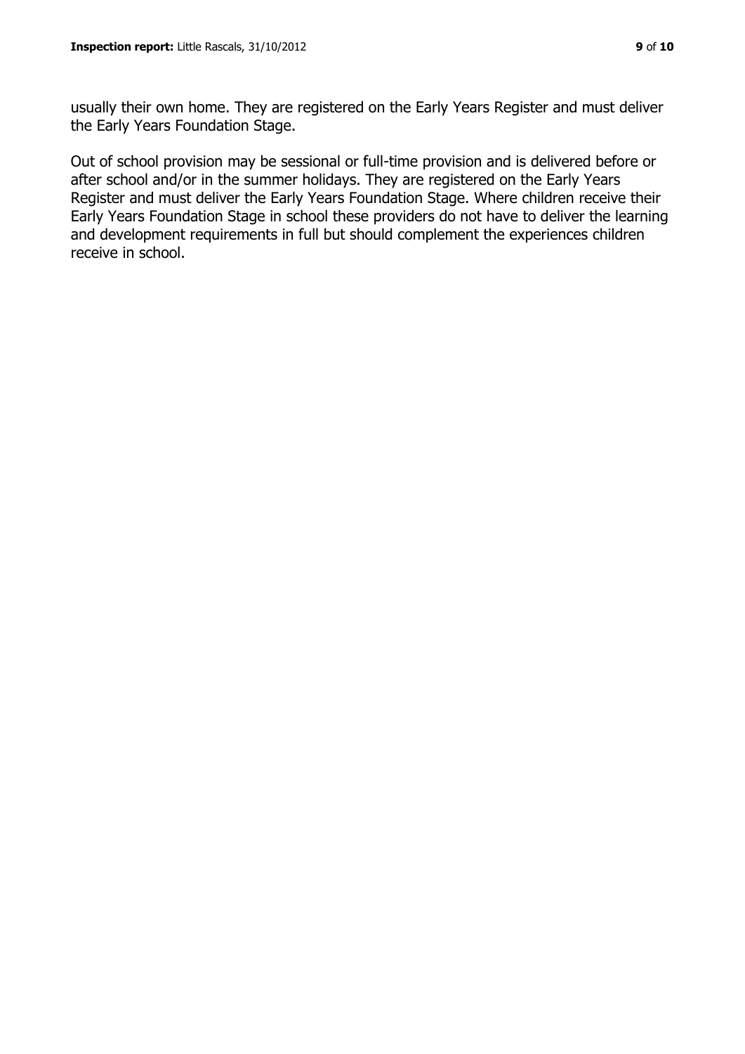usually their own home. They are registered on the Early Years Register and must deliver the Early Years Foundation Stage.

Out of school provision may be sessional or full-time provision and is delivered before or after school and/or in the summer holidays. They are registered on the Early Years Register and must deliver the Early Years Foundation Stage. Where children receive their Early Years Foundation Stage in school these providers do not have to deliver the learning and development requirements in full but should complement the experiences children receive in school.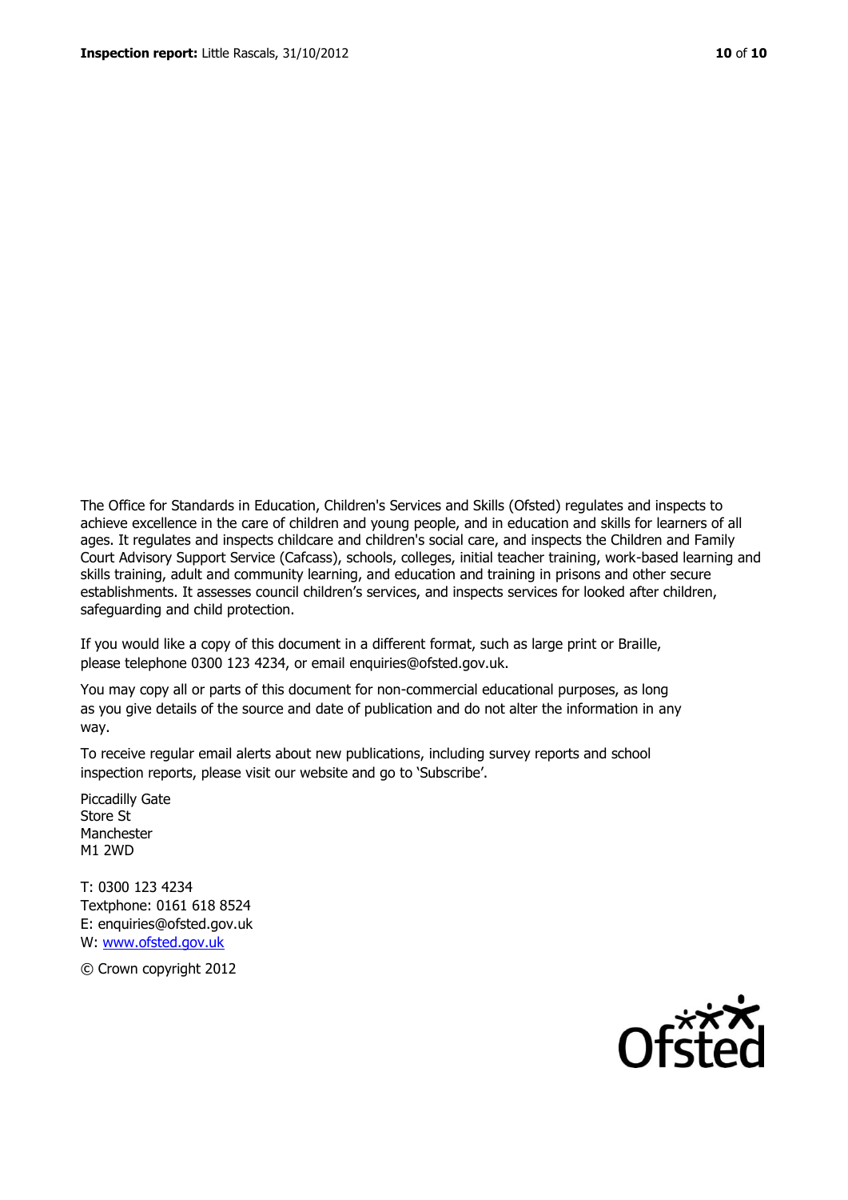The Office for Standards in Education, Children's Services and Skills (Ofsted) regulates and inspects to achieve excellence in the care of children and young people, and in education and skills for learners of all ages. It regulates and inspects childcare and children's social care, and inspects the Children and Family Court Advisory Support Service (Cafcass), schools, colleges, initial teacher training, work-based learning and skills training, adult and community learning, and education and training in prisons and other secure establishments. It assesses council children's services, and inspects services for looked after children, safeguarding and child protection.

If you would like a copy of this document in a different format, such as large print or Braille, please telephone 0300 123 4234, or email enquiries@ofsted.gov.uk.

You may copy all or parts of this document for non-commercial educational purposes, as long as you give details of the source and date of publication and do not alter the information in any way.

To receive regular email alerts about new publications, including survey reports and school inspection reports, please visit our website and go to 'Subscribe'.

Piccadilly Gate
Store St
Manchester
M1 2WD

T: 0300 123 4234
Textphone: 0161 618 8524
E: enquiries@ofsted.gov.uk
W: www.ofsted.gov.uk

© Crown copyright 2012

Ofsted